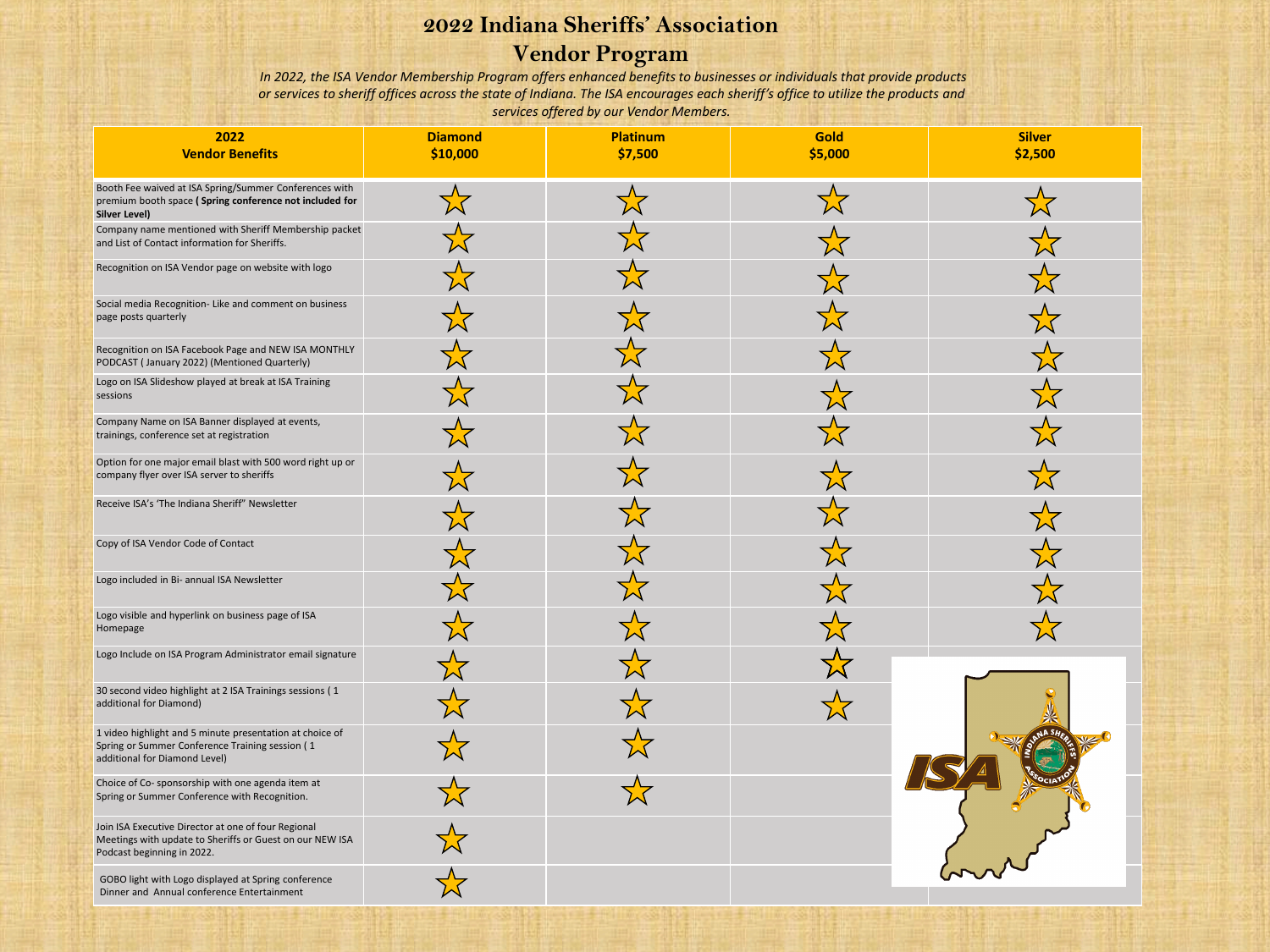# 2022 Indiana Sheriffs' Association Vendor Program

*In 2022, the ISA Vendor Membership Program offers enhanced benefits to businesses or individuals that provide products or services to sheriff offices across the state of Indiana. The ISA encourages each sheriff's office to utilize the products and services offered by our Vendor Members.*

| 2022 Vendor Benefits | Diamond $10,000 | Platinum $7,500 | Gold $5,000 | Silver $2,500 |
|---|---|---|---|---|
| Booth Fee waived at ISA Spring/Summer Conferences with premium booth space **( Spring conference not included for Silver Level)** | ☆ | ☆ | ☆ | ☆ |
| Company name mentioned with Sheriff Membership packet and List of Contact information for Sheriffs. | ☆ | ☆ | ☆ | ☆ |
| Recognition on ISA Vendor page on website with logo | ☆ | ☆ | ☆ | ☆ |
| Social media Recognition- Like and comment on business page posts quarterly | ☆ | ☆ | ☆ | ☆ |
| Recognition on ISA Facebook Page and NEW ISA MONTHLY PODCAST ( January 2022) (Mentioned Quarterly) | ☆ | ☆ | ☆ | ☆ |
| Logo on ISA Slideshow played at break at ISA Training sessions | ☆ | ☆ | ☆ | ☆ |
| Company Name on ISA Banner displayed at events, trainings, conference set at registration | ☆ | ☆ | ☆ | ☆ |
| Option for one major email blast with 500 word right up or company flyer over ISA server to sheriffs | ☆ | ☆ | ☆ | ☆ |
| Receive ISA's 'The Indiana Sheriff" Newsletter | ☆ | ☆ | ☆ | ☆ |
| Copy of ISA Vendor Code of Contact | ☆ | ☆ | ☆ | ☆ |
| Logo included in Bi- annual ISA Newsletter | ☆ | ☆ | ☆ | ☆ |
| Logo visible and hyperlink on business page of ISA Homepage | ☆ | ☆ | ☆ | ☆ |
| Logo Include on ISA Program Administrator email signature | ☆ | ☆ | ☆ | |
| 30 second video highlight at 2 ISA Trainings sessions ( 1 additional for Diamond) | ☆ | ☆ | ☆ | |
| 1 video highlight and 5 minute presentation at choice of Spring or Summer Conference Training session ( 1 additional for Diamond Level) | ☆ | ☆ | | |
| Choice of Co- sponsorship with one agenda item at Spring or Summer Conference with Recognition. | ☆ | ☆ | | |
| Join ISA Executive Director at one of four Regional Meetings with update to Sheriffs or Guest on our NEW ISA Podcast beginning in 2022. | ☆ | | | |
| GOBO light with Logo displayed at Spring conference Dinner and Annual conference Entertainment | ☆ | | | |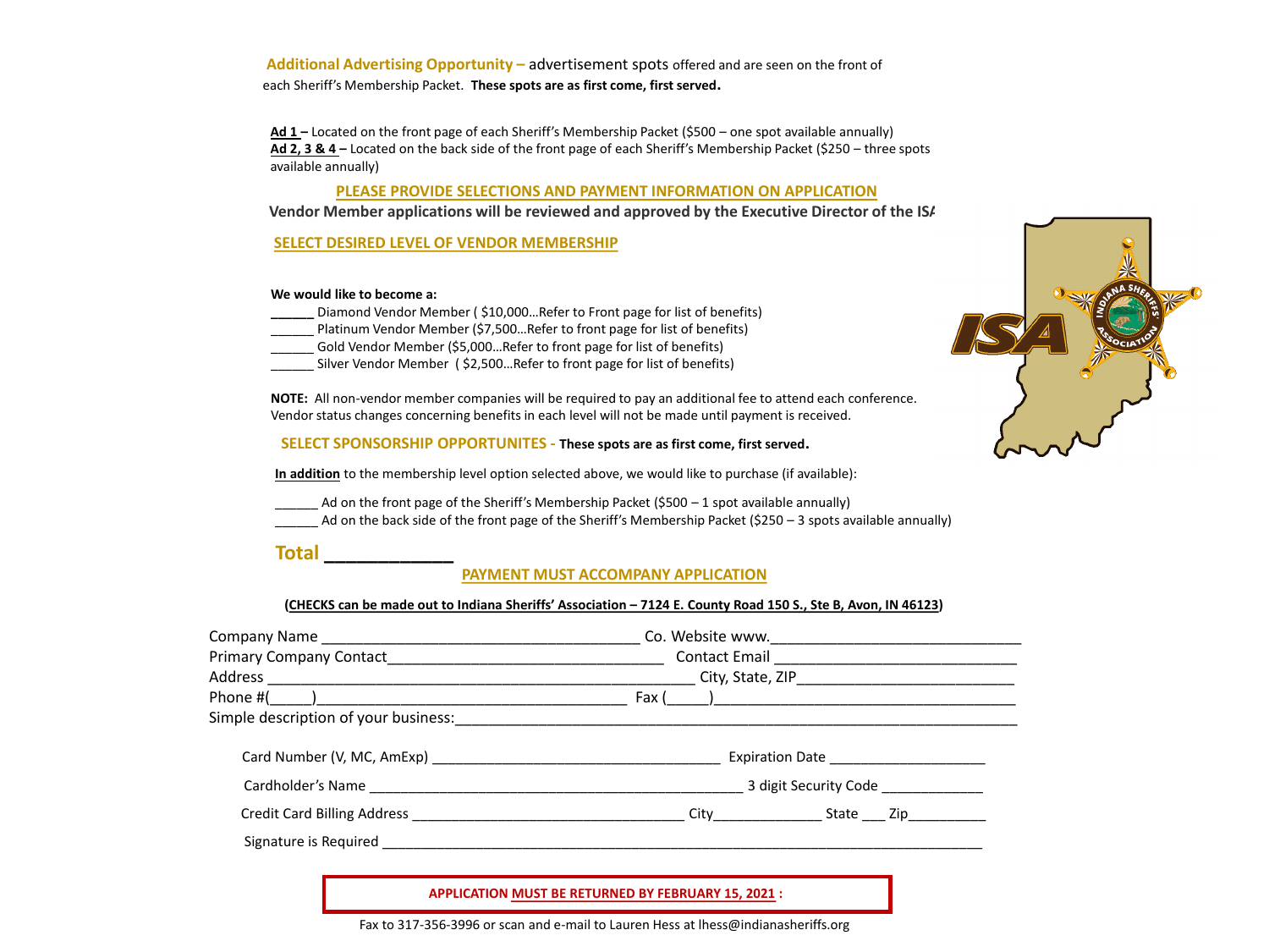**Additional Advertising Opportunity –** advertisement spots offered and are seen on the front of each Sheriff's Membership Packet. **These spots are as first come, first served.**

**Ad 1 –** Located on the front page of each Sheriff's Membership Packet ($500 – one spot available annually)
**Ad 2, 3 & 4 –** Located on the back side of the front page of each Sheriff's Membership Packet ($250 – three spots available annually)

**PLEASE PROVIDE SELECTIONS AND PAYMENT INFORMATION ON APPLICATION**

**Vendor Member applications will be reviewed and approved by the Executive Director of the ISA**

**SELECT DESIRED LEVEL OF VENDOR MEMBERSHIP**

**We would like to become a:**

______ Diamond Vendor Member ( $10,000…Refer to Front page for list of benefits)
______ Platinum Vendor Member ($7,500…Refer to front page for list of benefits)
______ Gold Vendor Member ($5,000…Refer to front page for list of benefits)
______ Silver Vendor Member ( $2,500…Refer to front page for list of benefits)

**NOTE:** All non-vendor member companies will be required to pay an additional fee to attend each conference. Vendor status changes concerning benefits in each level will not be made until payment is received.

**SELECT SPONSORSHIP OPPORTUNITES - These spots are as first come, first served.**

**In addition** to the membership level option selected above, we would like to purchase (if available):

______ Ad on the front page of the Sheriff's Membership Packet ($500 – 1 spot available annually)
______ Ad on the back side of the front page of the Sheriff's Membership Packet ($250 – 3 spots available annually)

**Total ____________**

**PAYMENT MUST ACCOMPANY APPLICATION**

**(CHECKS can be made out to Indiana Sheriffs' Association – 7124 E. County Road 150 S., Ste B, Avon, IN 46123)**

Company Name ______________________________________ Co. Website www.______________________________
Primary Company Contact_________________________________ Contact Email _____________________________
Address ____________________________________________________ City, State, ZIP__________________________
Phone #(_____)____________________________________ Fax (_____)____________________________________
Simple description of your business:_________________________________________________________________

Card Number (V, MC, AmExp) ___________________________________ Expiration Date ___________________
Cardholder's Name _______________________________________________ 3 digit Security Code ____________
Credit Card Billing Address _________________________________ City_____________ State ___ Zip_________
Signature is Required ___________________________________________________________________________

**APPLICATION MUST BE RETURNED BY FEBRUARY 15, 2021 :**

Fax to 317-356-3996 or scan and e-mail to Lauren Hess at lhess@indianasheriffs.org